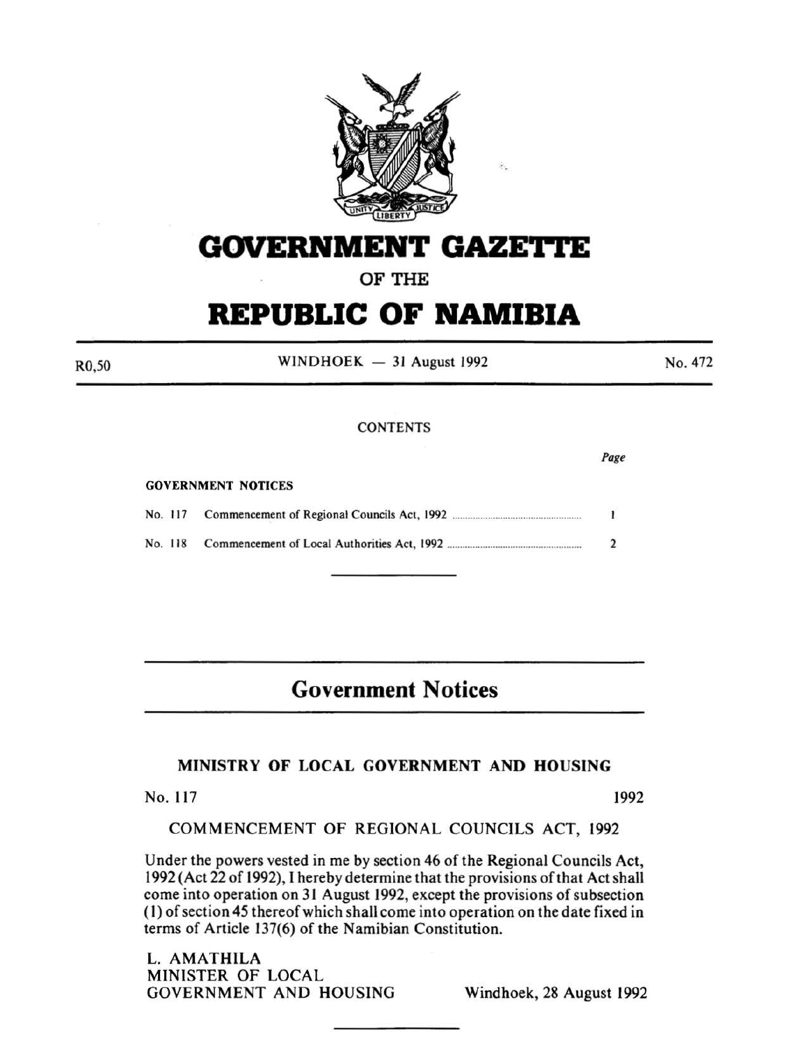# GOVERNMENT GAZETTE

OF THE

# REPUBLIC OF NAMIBIA

R0,50 WINDHOEK — 31 August 1992 No. 472

CONTENTS

| | | Page |
|---|---|---|
| **GOVERNMENT NOTICES** | | |
| No. 117 | Commencement of Regional Councils Act, 1992 | 1 |
| No. 118 | Commencement of Local Authorities Act, 1992 | 2 |

## Government Notices

### MINISTRY OF LOCAL GOVERNMENT AND HOUSING

No. 117 1992

COMMENCEMENT OF REGIONAL COUNCILS ACT, 1992

Under the powers vested in me by section 46 of the Regional Councils Act, 1992 (Act 22 of 1992), I hereby determine that the provisions of that Act shall come into operation on 31 August 1992, except the provisions of subsection (1) of section 45 thereof which shall come into operation on the date fixed in terms of Article 137(6) of the Namibian Constitution.

L. AMATHILA
MINISTER OF LOCAL
GOVERNMENT AND HOUSING Windhoek, 28 August 1992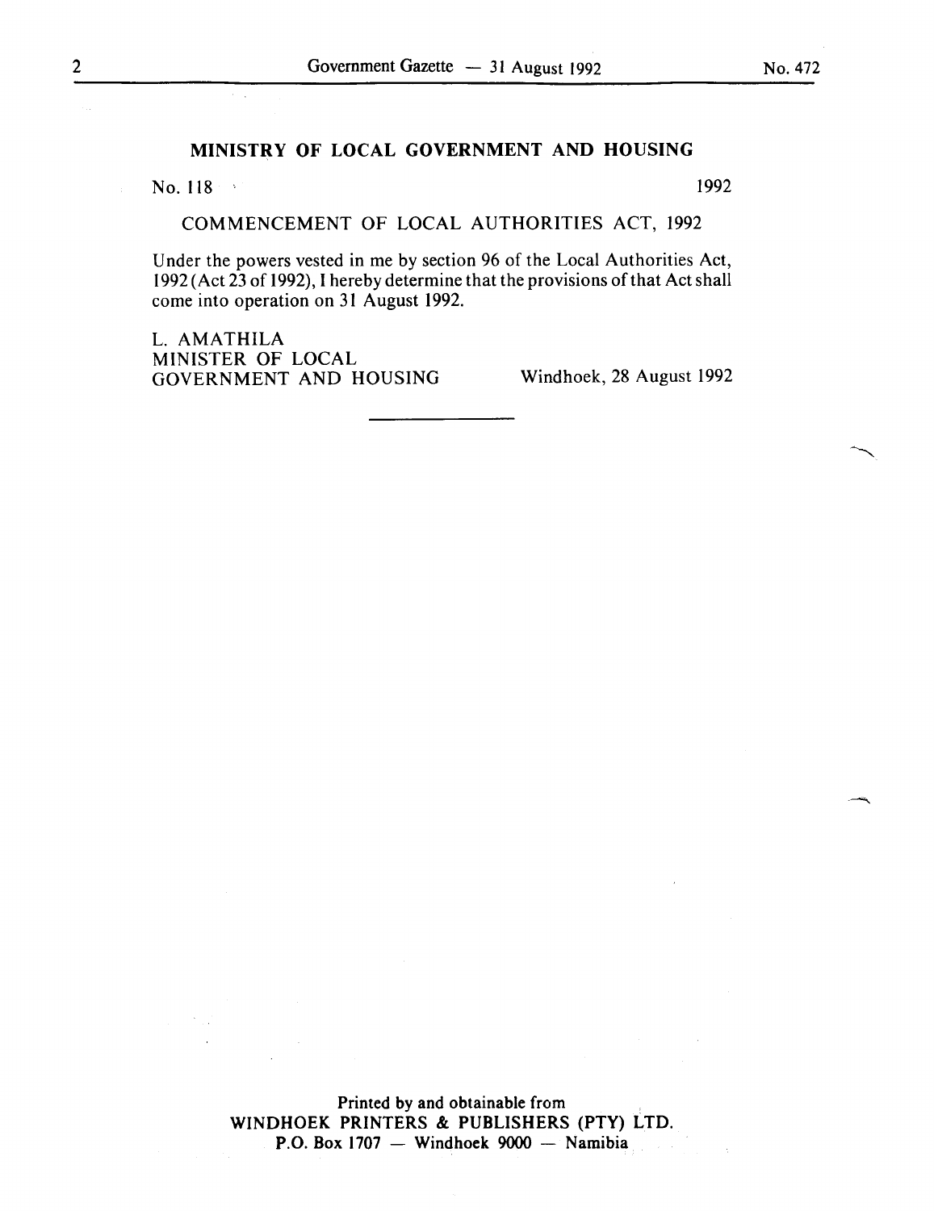## MINISTRY OF LOCAL GOVERNMENT AND HOUSING

No. 118 1992

COMMENCEMENT OF LOCAL AUTHORITIES ACT, 1992

Under the powers vested in me by section 96 of the Local Authorities Act, 1992 (Act 23 of 1992), I hereby determine that the provisions of that Act shall come into operation on 31 August 1992.

L. AMATHILA
MINISTER OF LOCAL
GOVERNMENT AND HOUSING

Windhoek, 28 August 1992

---

**Printed by and obtainable from**
**WINDHOEK PRINTERS & PUBLISHERS (PTY) LTD.**
**P.O. Box 1707 — Windhoek 9000 — Namibia**